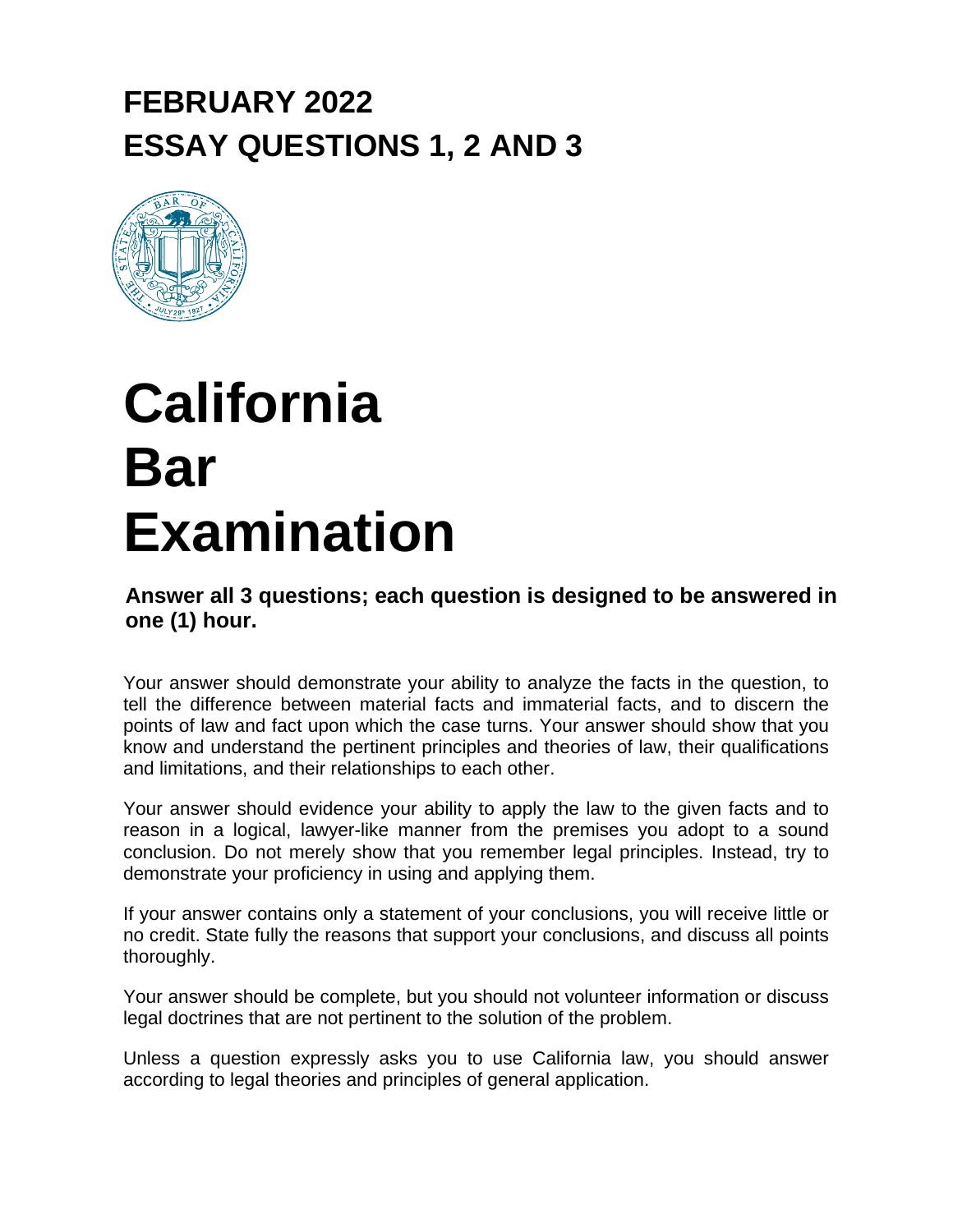# FEBRUARY 2022
# ESSAY QUESTIONS 1, 2 AND 3

# California Bar Examination

**Answer all 3 questions; each question is designed to be answered in one (1) hour.**

Your answer should demonstrate your ability to analyze the facts in the question, to tell the difference between material facts and immaterial facts, and to discern the points of law and fact upon which the case turns. Your answer should show that you know and understand the pertinent principles and theories of law, their qualifications and limitations, and their relationships to each other.

Your answer should evidence your ability to apply the law to the given facts and to reason in a logical, lawyer-like manner from the premises you adopt to a sound conclusion. Do not merely show that you remember legal principles. Instead, try to demonstrate your proficiency in using and applying them.

If your answer contains only a statement of your conclusions, you will receive little or no credit. State fully the reasons that support your conclusions, and discuss all points thoroughly.

Your answer should be complete, but you should not volunteer information or discuss legal doctrines that are not pertinent to the solution of the problem.

Unless a question expressly asks you to use California law, you should answer according to legal theories and principles of general application.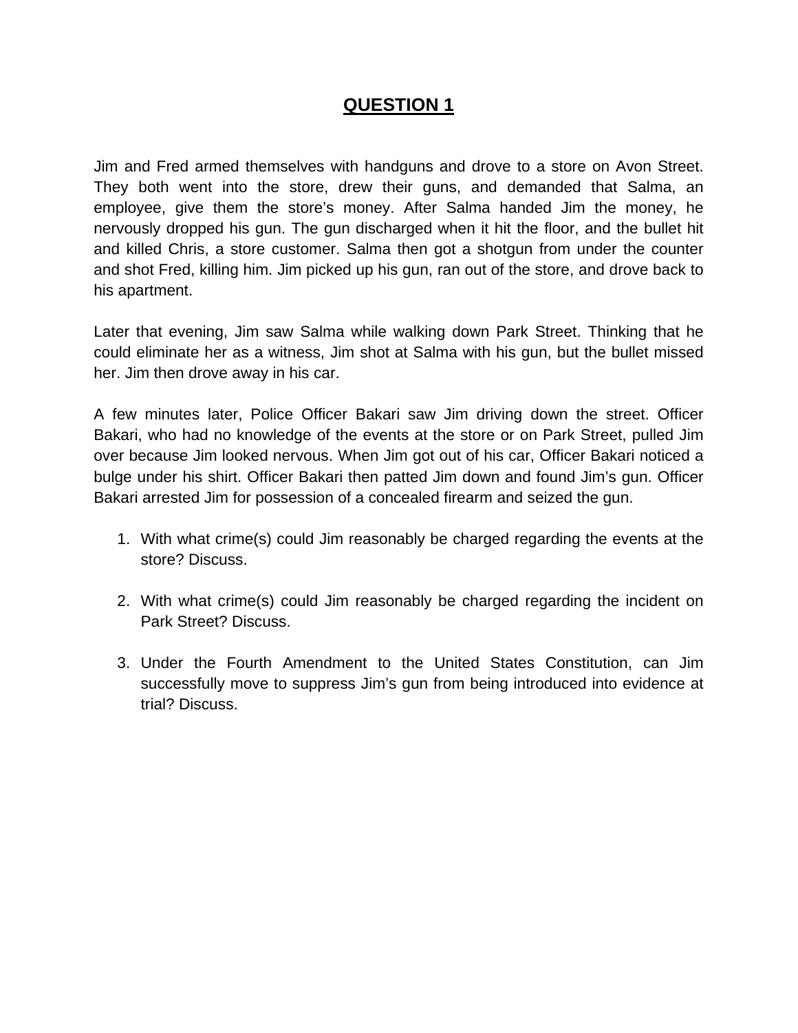# QUESTION 1

Jim and Fred armed themselves with handguns and drove to a store on Avon Street. They both went into the store, drew their guns, and demanded that Salma, an employee, give them the store's money. After Salma handed Jim the money, he nervously dropped his gun. The gun discharged when it hit the floor, and the bullet hit and killed Chris, a store customer. Salma then got a shotgun from under the counter and shot Fred, killing him. Jim picked up his gun, ran out of the store, and drove back to his apartment.

Later that evening, Jim saw Salma while walking down Park Street. Thinking that he could eliminate her as a witness, Jim shot at Salma with his gun, but the bullet missed her. Jim then drove away in his car.

A few minutes later, Police Officer Bakari saw Jim driving down the street. Officer Bakari, who had no knowledge of the events at the store or on Park Street, pulled Jim over because Jim looked nervous. When Jim got out of his car, Officer Bakari noticed a bulge under his shirt. Officer Bakari then patted Jim down and found Jim's gun. Officer Bakari arrested Jim for possession of a concealed firearm and seized the gun.

1. With what crime(s) could Jim reasonably be charged regarding the events at the store? Discuss.
2. With what crime(s) could Jim reasonably be charged regarding the incident on Park Street? Discuss.
3. Under the Fourth Amendment to the United States Constitution, can Jim successfully move to suppress Jim's gun from being introduced into evidence at trial? Discuss.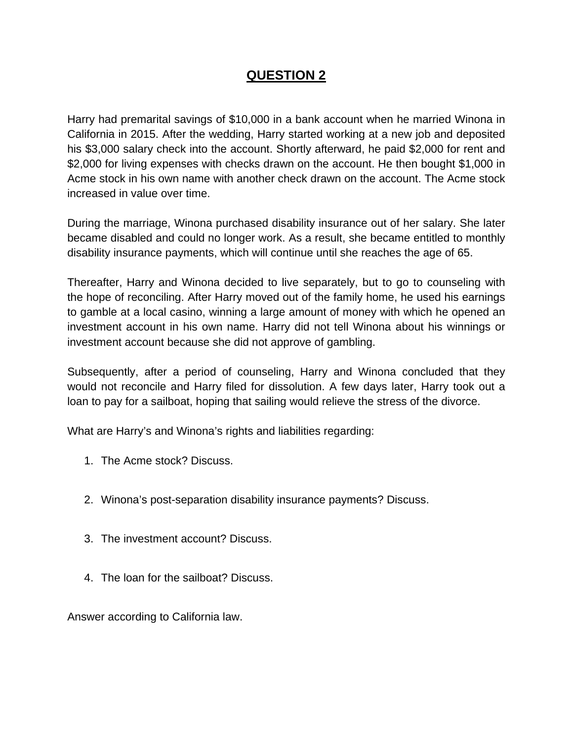# QUESTION 2

Harry had premarital savings of $10,000 in a bank account when he married Winona in California in 2015. After the wedding, Harry started working at a new job and deposited his $3,000 salary check into the account. Shortly afterward, he paid $2,000 for rent and $2,000 for living expenses with checks drawn on the account. He then bought $1,000 in Acme stock in his own name with another check drawn on the account. The Acme stock increased in value over time.

During the marriage, Winona purchased disability insurance out of her salary. She later became disabled and could no longer work. As a result, she became entitled to monthly disability insurance payments, which will continue until she reaches the age of 65.

Thereafter, Harry and Winona decided to live separately, but to go to counseling with the hope of reconciling. After Harry moved out of the family home, he used his earnings to gamble at a local casino, winning a large amount of money with which he opened an investment account in his own name. Harry did not tell Winona about his winnings or investment account because she did not approve of gambling.

Subsequently, after a period of counseling, Harry and Winona concluded that they would not reconcile and Harry filed for dissolution. A few days later, Harry took out a loan to pay for a sailboat, hoping that sailing would relieve the stress of the divorce.

What are Harry's and Winona's rights and liabilities regarding:

1. The Acme stock? Discuss.
2. Winona's post-separation disability insurance payments? Discuss.
3. The investment account? Discuss.
4. The loan for the sailboat? Discuss.

Answer according to California law.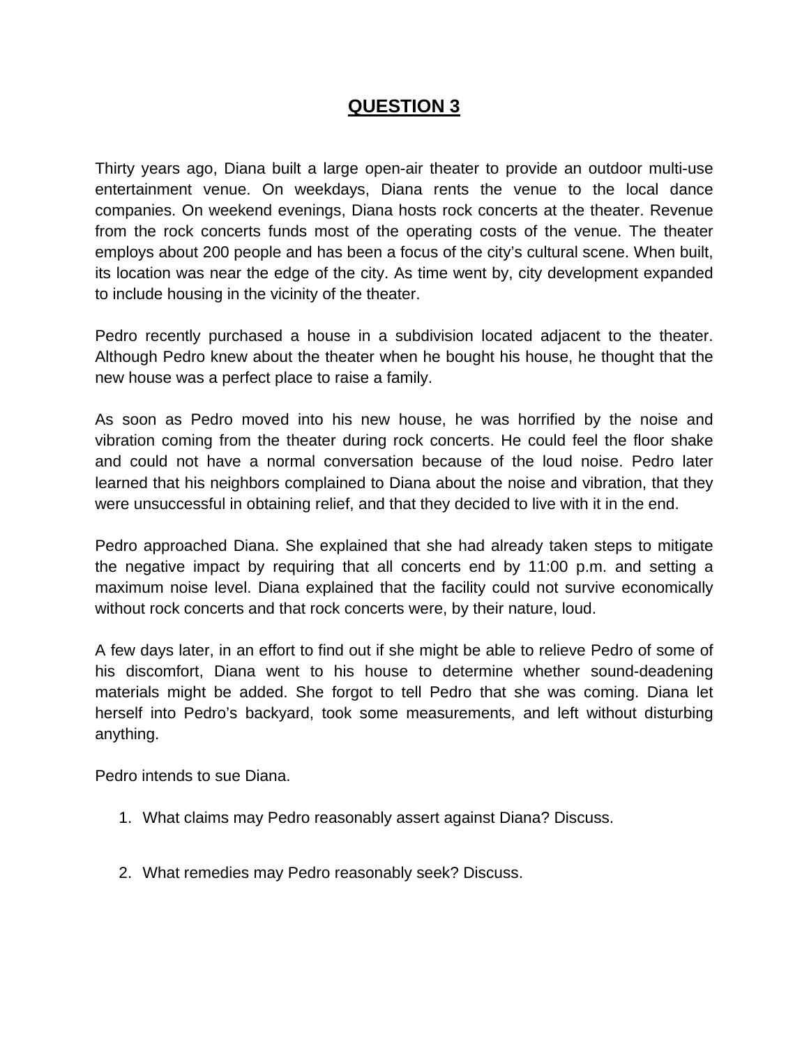# QUESTION 3

Thirty years ago, Diana built a large open-air theater to provide an outdoor multi-use entertainment venue. On weekdays, Diana rents the venue to the local dance companies. On weekend evenings, Diana hosts rock concerts at the theater. Revenue from the rock concerts funds most of the operating costs of the venue. The theater employs about 200 people and has been a focus of the city's cultural scene. When built, its location was near the edge of the city. As time went by, city development expanded to include housing in the vicinity of the theater.

Pedro recently purchased a house in a subdivision located adjacent to the theater. Although Pedro knew about the theater when he bought his house, he thought that the new house was a perfect place to raise a family.

As soon as Pedro moved into his new house, he was horrified by the noise and vibration coming from the theater during rock concerts. He could feel the floor shake and could not have a normal conversation because of the loud noise. Pedro later learned that his neighbors complained to Diana about the noise and vibration, that they were unsuccessful in obtaining relief, and that they decided to live with it in the end.

Pedro approached Diana. She explained that she had already taken steps to mitigate the negative impact by requiring that all concerts end by 11:00 p.m. and setting a maximum noise level. Diana explained that the facility could not survive economically without rock concerts and that rock concerts were, by their nature, loud.

A few days later, in an effort to find out if she might be able to relieve Pedro of some of his discomfort, Diana went to his house to determine whether sound-deadening materials might be added. She forgot to tell Pedro that she was coming. Diana let herself into Pedro's backyard, took some measurements, and left without disturbing anything.

Pedro intends to sue Diana.

1. What claims may Pedro reasonably assert against Diana? Discuss.

2. What remedies may Pedro reasonably seek? Discuss.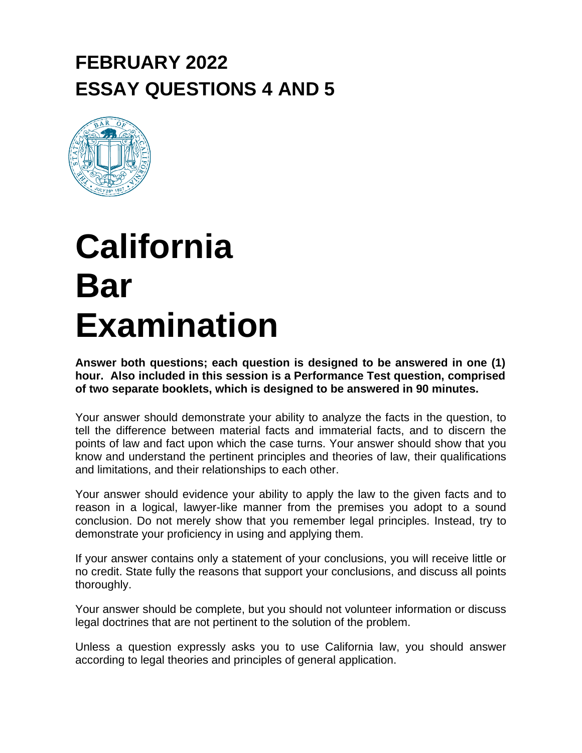# FEBRUARY 2022
# ESSAY QUESTIONS 4 AND 5

# California Bar Examination

**Answer both questions; each question is designed to be answered in one (1) hour. Also included in this session is a Performance Test question, comprised of two separate booklets, which is designed to be answered in 90 minutes.**

Your answer should demonstrate your ability to analyze the facts in the question, to tell the difference between material facts and immaterial facts, and to discern the points of law and fact upon which the case turns. Your answer should show that you know and understand the pertinent principles and theories of law, their qualifications and limitations, and their relationships to each other.

Your answer should evidence your ability to apply the law to the given facts and to reason in a logical, lawyer-like manner from the premises you adopt to a sound conclusion. Do not merely show that you remember legal principles. Instead, try to demonstrate your proficiency in using and applying them.

If your answer contains only a statement of your conclusions, you will receive little or no credit. State fully the reasons that support your conclusions, and discuss all points thoroughly.

Your answer should be complete, but you should not volunteer information or discuss legal doctrines that are not pertinent to the solution of the problem.

Unless a question expressly asks you to use California law, you should answer according to legal theories and principles of general application.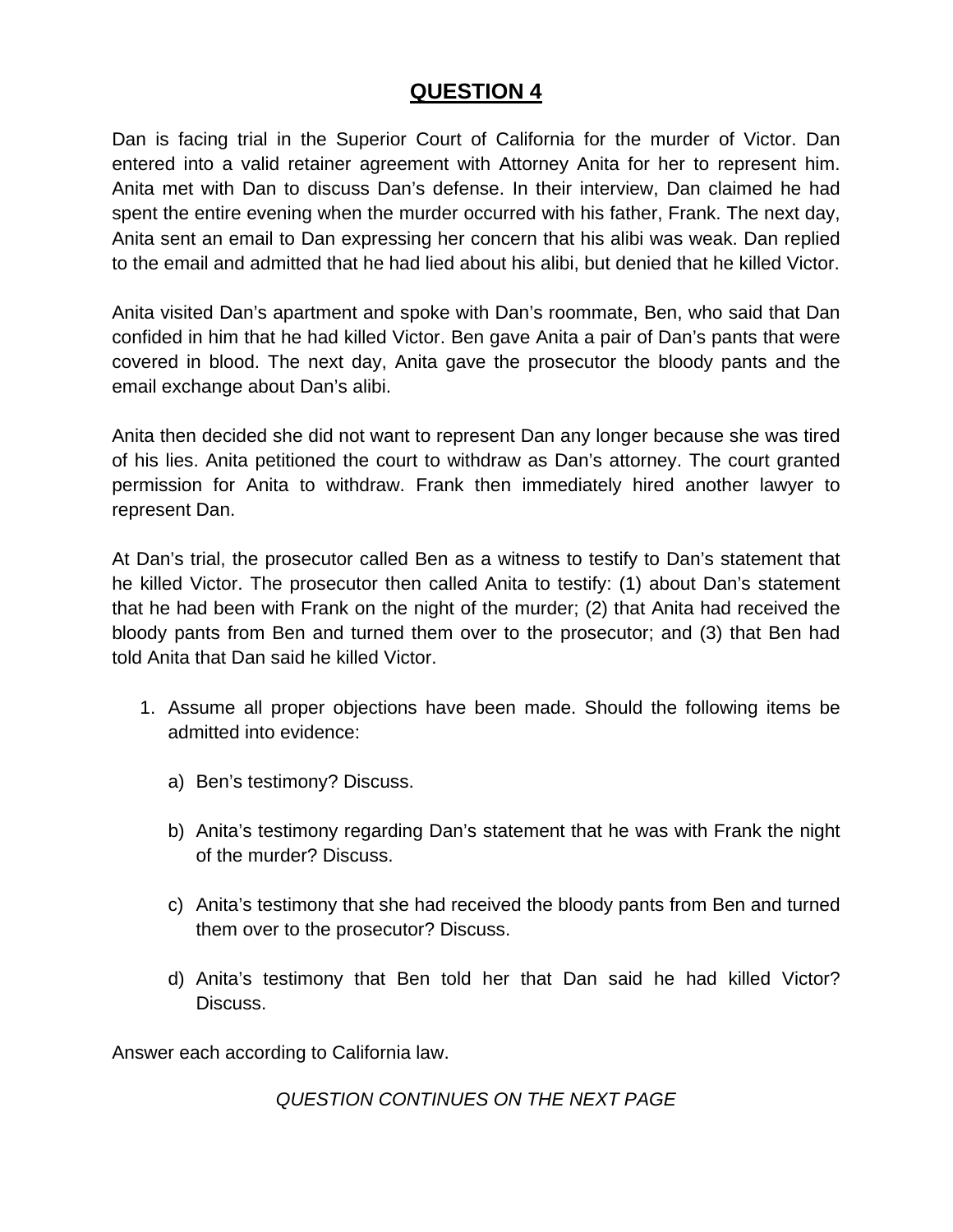# QUESTION 4

Dan is facing trial in the Superior Court of California for the murder of Victor. Dan entered into a valid retainer agreement with Attorney Anita for her to represent him. Anita met with Dan to discuss Dan's defense. In their interview, Dan claimed he had spent the entire evening when the murder occurred with his father, Frank. The next day, Anita sent an email to Dan expressing her concern that his alibi was weak. Dan replied to the email and admitted that he had lied about his alibi, but denied that he killed Victor.

Anita visited Dan's apartment and spoke with Dan's roommate, Ben, who said that Dan confided in him that he had killed Victor. Ben gave Anita a pair of Dan's pants that were covered in blood. The next day, Anita gave the prosecutor the bloody pants and the email exchange about Dan's alibi.

Anita then decided she did not want to represent Dan any longer because she was tired of his lies. Anita petitioned the court to withdraw as Dan's attorney. The court granted permission for Anita to withdraw. Frank then immediately hired another lawyer to represent Dan.

At Dan's trial, the prosecutor called Ben as a witness to testify to Dan's statement that he killed Victor. The prosecutor then called Anita to testify: (1) about Dan's statement that he had been with Frank on the night of the murder; (2) that Anita had received the bloody pants from Ben and turned them over to the prosecutor; and (3) that Ben had told Anita that Dan said he killed Victor.

1. Assume all proper objections have been made. Should the following items be admitted into evidence:

   a) Ben's testimony? Discuss.

   b) Anita's testimony regarding Dan's statement that he was with Frank the night of the murder? Discuss.

   c) Anita's testimony that she had received the bloody pants from Ben and turned them over to the prosecutor? Discuss.

   d) Anita's testimony that Ben told her that Dan said he had killed Victor? Discuss.

Answer each according to California law.

*QUESTION CONTINUES ON THE NEXT PAGE*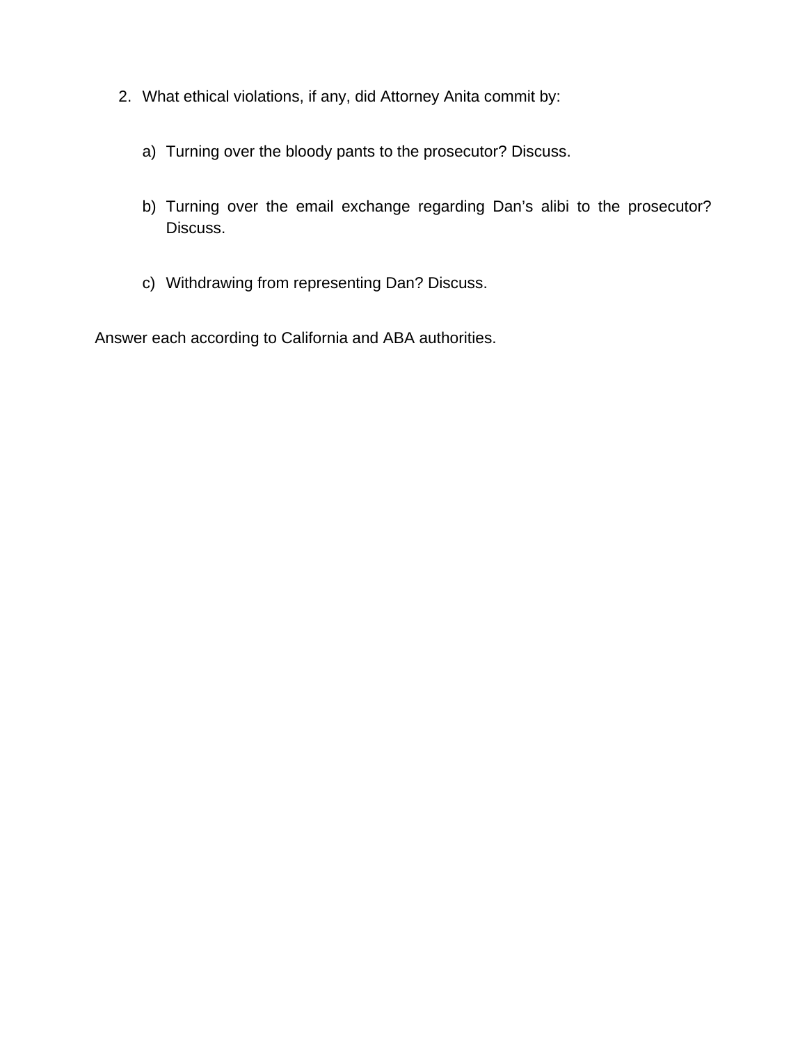2. What ethical violations, if any, did Attorney Anita commit by:

   a) Turning over the bloody pants to the prosecutor? Discuss.

   b) Turning over the email exchange regarding Dan's alibi to the prosecutor? Discuss.

   c) Withdrawing from representing Dan? Discuss.

Answer each according to California and ABA authorities.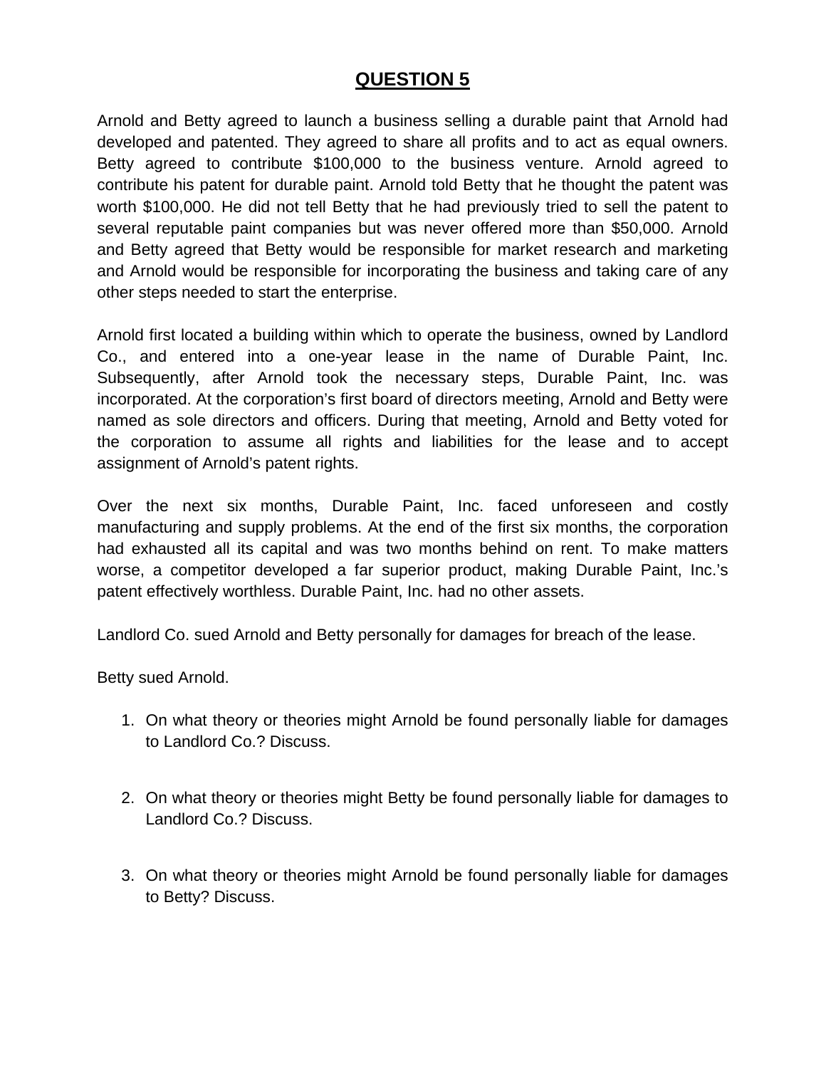# QUESTION 5

Arnold and Betty agreed to launch a business selling a durable paint that Arnold had developed and patented. They agreed to share all profits and to act as equal owners. Betty agreed to contribute $100,000 to the business venture. Arnold agreed to contribute his patent for durable paint. Arnold told Betty that he thought the patent was worth $100,000. He did not tell Betty that he had previously tried to sell the patent to several reputable paint companies but was never offered more than $50,000. Arnold and Betty agreed that Betty would be responsible for market research and marketing and Arnold would be responsible for incorporating the business and taking care of any other steps needed to start the enterprise.

Arnold first located a building within which to operate the business, owned by Landlord Co., and entered into a one-year lease in the name of Durable Paint, Inc. Subsequently, after Arnold took the necessary steps, Durable Paint, Inc. was incorporated. At the corporation's first board of directors meeting, Arnold and Betty were named as sole directors and officers. During that meeting, Arnold and Betty voted for the corporation to assume all rights and liabilities for the lease and to accept assignment of Arnold's patent rights.

Over the next six months, Durable Paint, Inc. faced unforeseen and costly manufacturing and supply problems. At the end of the first six months, the corporation had exhausted all its capital and was two months behind on rent. To make matters worse, a competitor developed a far superior product, making Durable Paint, Inc.'s patent effectively worthless. Durable Paint, Inc. had no other assets.

Landlord Co. sued Arnold and Betty personally for damages for breach of the lease.

Betty sued Arnold.

1. On what theory or theories might Arnold be found personally liable for damages to Landlord Co.? Discuss.

2. On what theory or theories might Betty be found personally liable for damages to Landlord Co.? Discuss.

3. On what theory or theories might Arnold be found personally liable for damages to Betty? Discuss.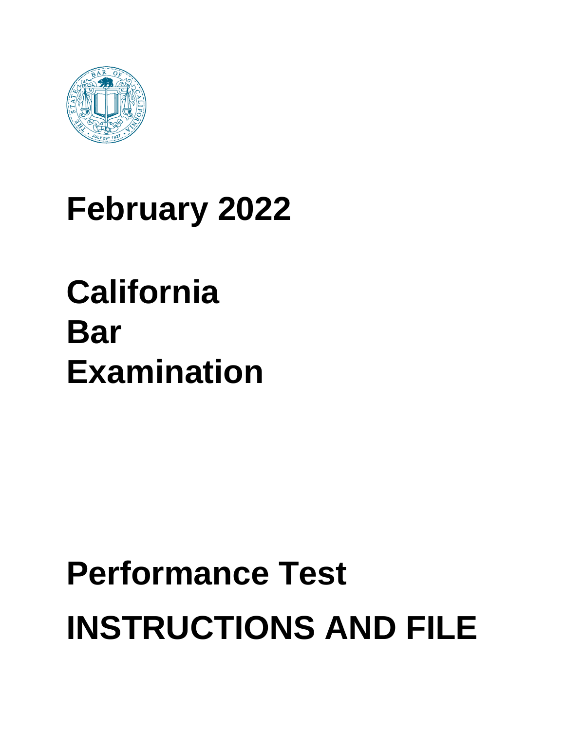# February 2022

# California Bar Examination

# Performance Test

# INSTRUCTIONS AND FILE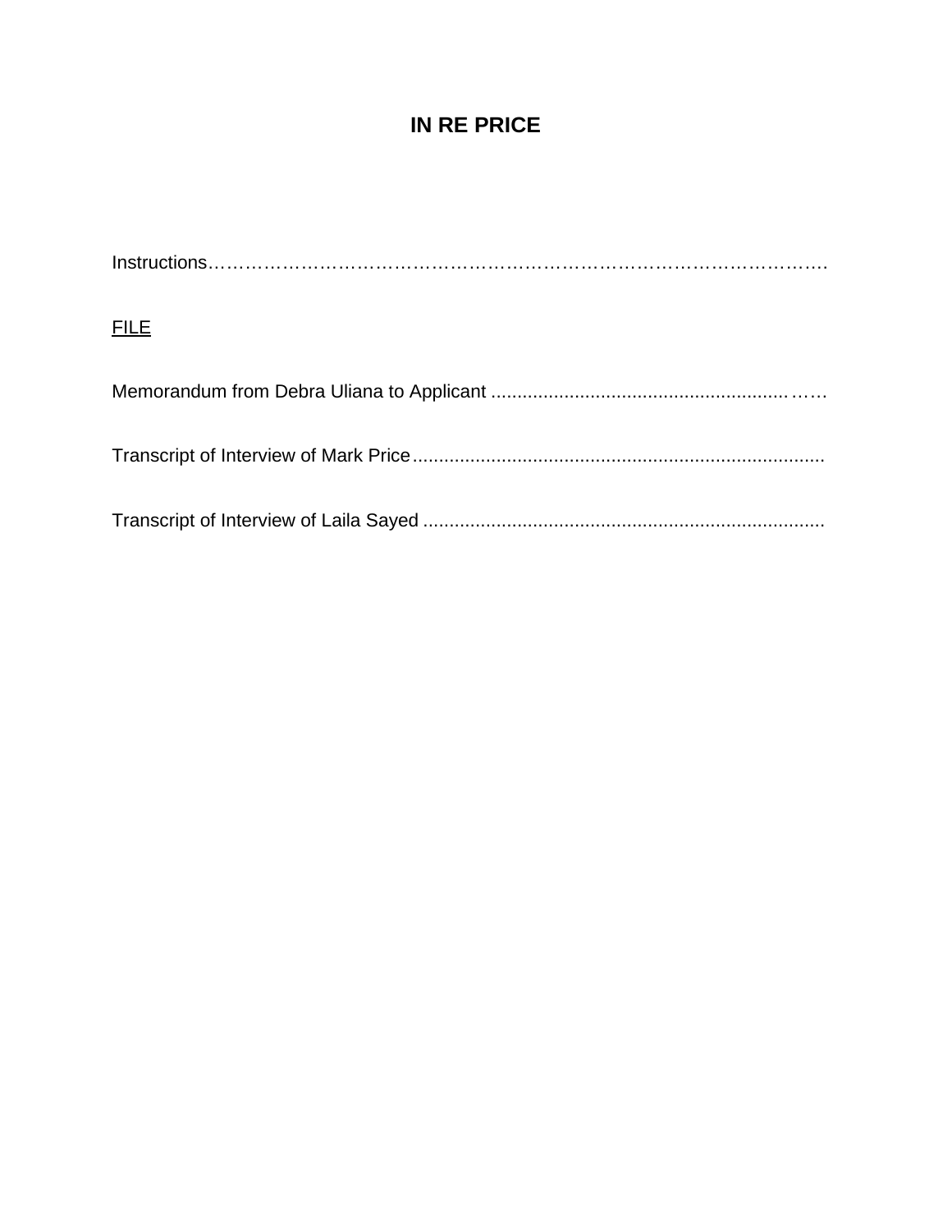# IN RE PRICE

Instructions……………………………………………………………………………………….

FILE

Memorandum from Debra Uliana to Applicant ........................................................……

Transcript of Interview of Mark Price..............................................................................

Transcript of Interview of Laila Sayed ............................................................................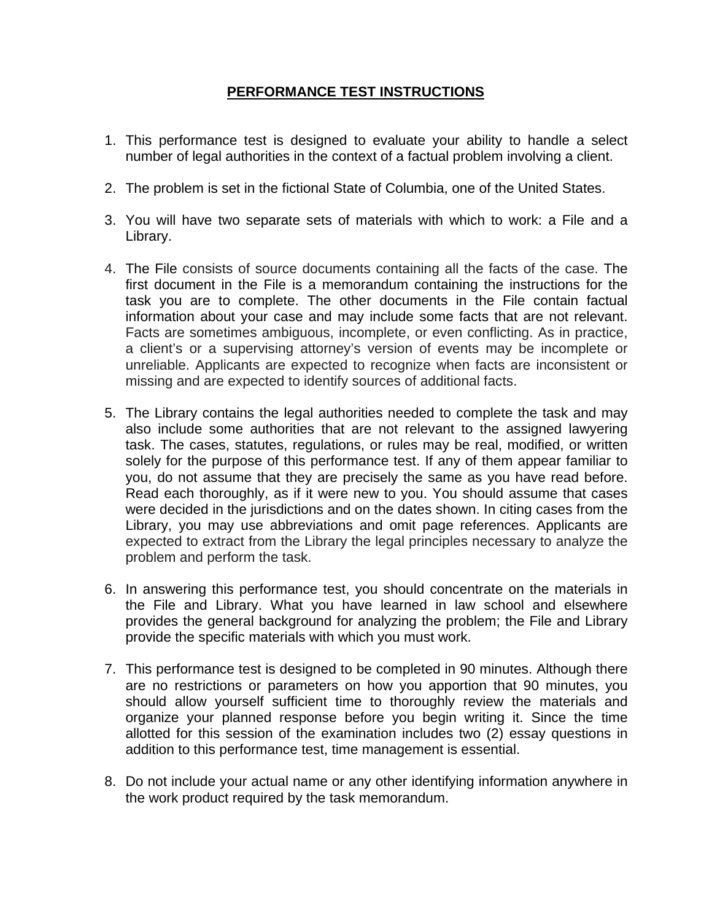# PERFORMANCE TEST INSTRUCTIONS

1. This performance test is designed to evaluate your ability to handle a select number of legal authorities in the context of a factual problem involving a client.

2. The problem is set in the fictional State of Columbia, one of the United States.

3. You will have two separate sets of materials with which to work: a File and a Library.

4. The File consists of source documents containing all the facts of the case. The first document in the File is a memorandum containing the instructions for the task you are to complete. The other documents in the File contain factual information about your case and may include some facts that are not relevant. Facts are sometimes ambiguous, incomplete, or even conflicting. As in practice, a client's or a supervising attorney's version of events may be incomplete or unreliable. Applicants are expected to recognize when facts are inconsistent or missing and are expected to identify sources of additional facts.

5. The Library contains the legal authorities needed to complete the task and may also include some authorities that are not relevant to the assigned lawyering task. The cases, statutes, regulations, or rules may be real, modified, or written solely for the purpose of this performance test. If any of them appear familiar to you, do not assume that they are precisely the same as you have read before. Read each thoroughly, as if it were new to you. You should assume that cases were decided in the jurisdictions and on the dates shown. In citing cases from the Library, you may use abbreviations and omit page references. Applicants are expected to extract from the Library the legal principles necessary to analyze the problem and perform the task.

6. In answering this performance test, you should concentrate on the materials in the File and Library. What you have learned in law school and elsewhere provides the general background for analyzing the problem; the File and Library provide the specific materials with which you must work.

7. This performance test is designed to be completed in 90 minutes. Although there are no restrictions or parameters on how you apportion that 90 minutes, you should allow yourself sufficient time to thoroughly review the materials and organize your planned response before you begin writing it. Since the time allotted for this session of the examination includes two (2) essay questions in addition to this performance test, time management is essential.

8. Do not include your actual name or any other identifying information anywhere in the work product required by the task memorandum.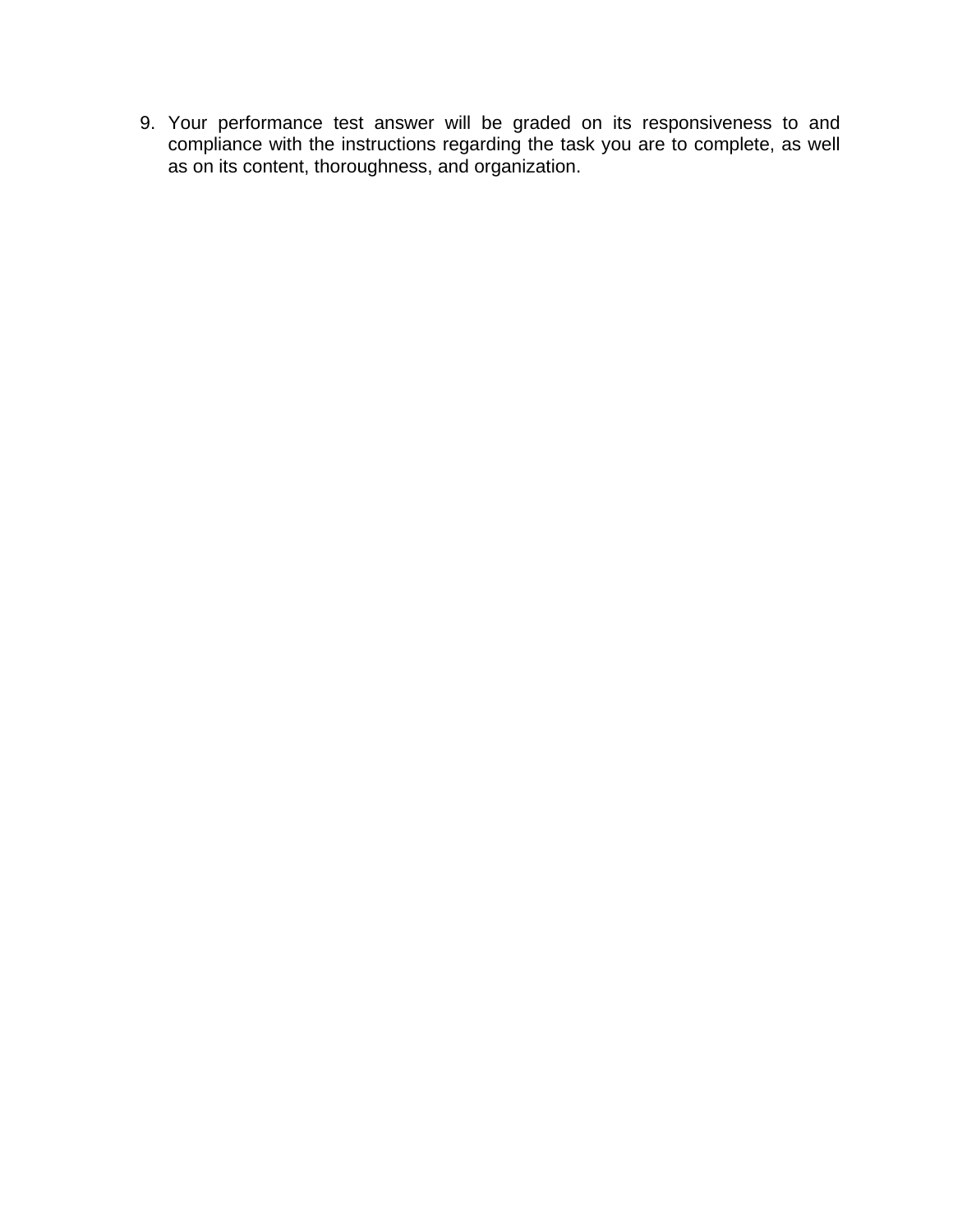9. Your performance test answer will be graded on its responsiveness to and compliance with the instructions regarding the task you are to complete, as well as on its content, thoroughness, and organization.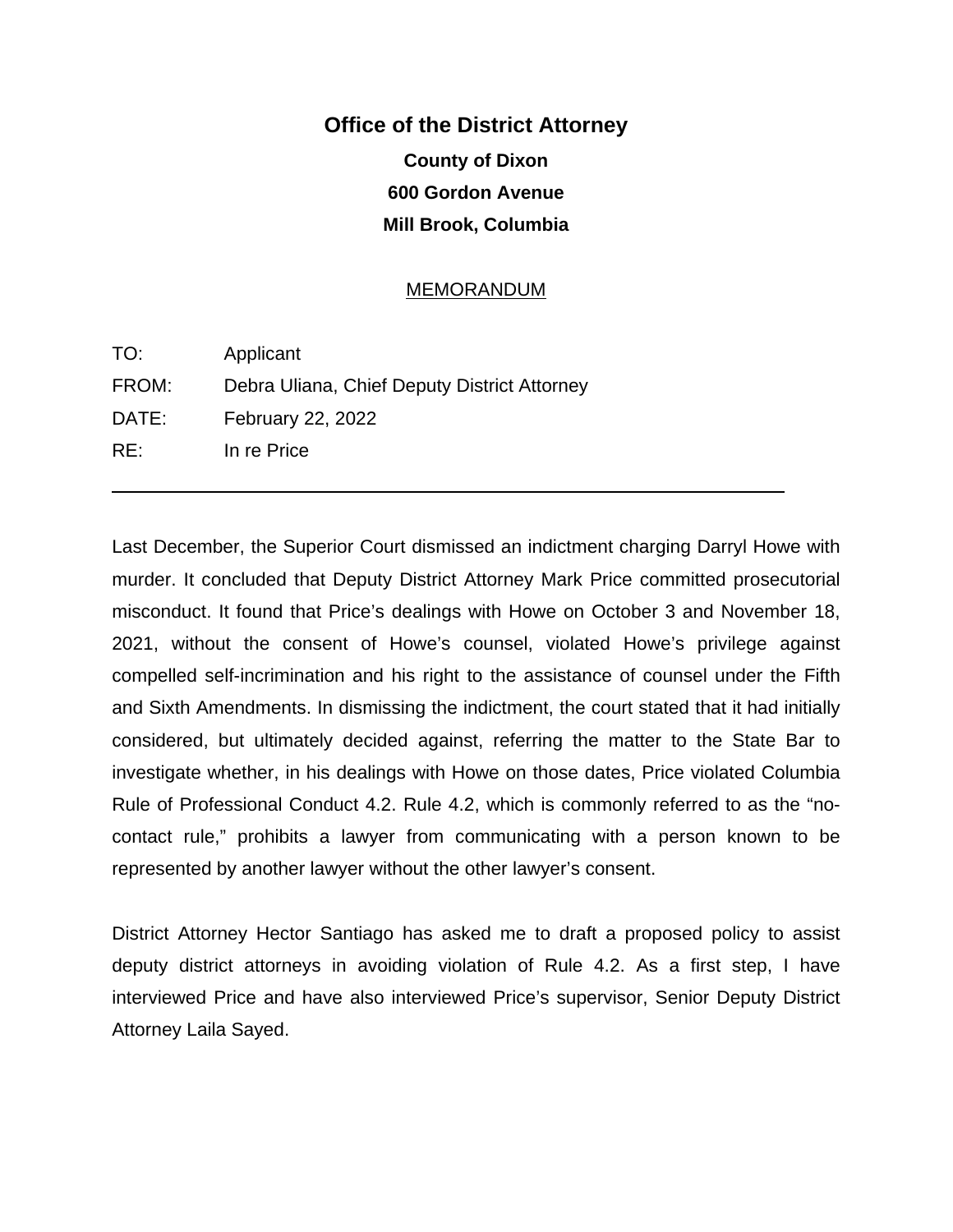# Office of the District Attorney

**County of Dixon**

**600 Gordon Avenue**

**Mill Brook, Columbia**

MEMORANDUM

TO: Applicant

FROM: Debra Uliana, Chief Deputy District Attorney

DATE: February 22, 2022

RE: In re Price

---

Last December, the Superior Court dismissed an indictment charging Darryl Howe with murder. It concluded that Deputy District Attorney Mark Price committed prosecutorial misconduct. It found that Price's dealings with Howe on October 3 and November 18, 2021, without the consent of Howe's counsel, violated Howe's privilege against compelled self-incrimination and his right to the assistance of counsel under the Fifth and Sixth Amendments. In dismissing the indictment, the court stated that it had initially considered, but ultimately decided against, referring the matter to the State Bar to investigate whether, in his dealings with Howe on those dates, Price violated Columbia Rule of Professional Conduct 4.2. Rule 4.2, which is commonly referred to as the "no-contact rule," prohibits a lawyer from communicating with a person known to be represented by another lawyer without the other lawyer's consent.

District Attorney Hector Santiago has asked me to draft a proposed policy to assist deputy district attorneys in avoiding violation of Rule 4.2. As a first step, I have interviewed Price and have also interviewed Price's supervisor, Senior Deputy District Attorney Laila Sayed.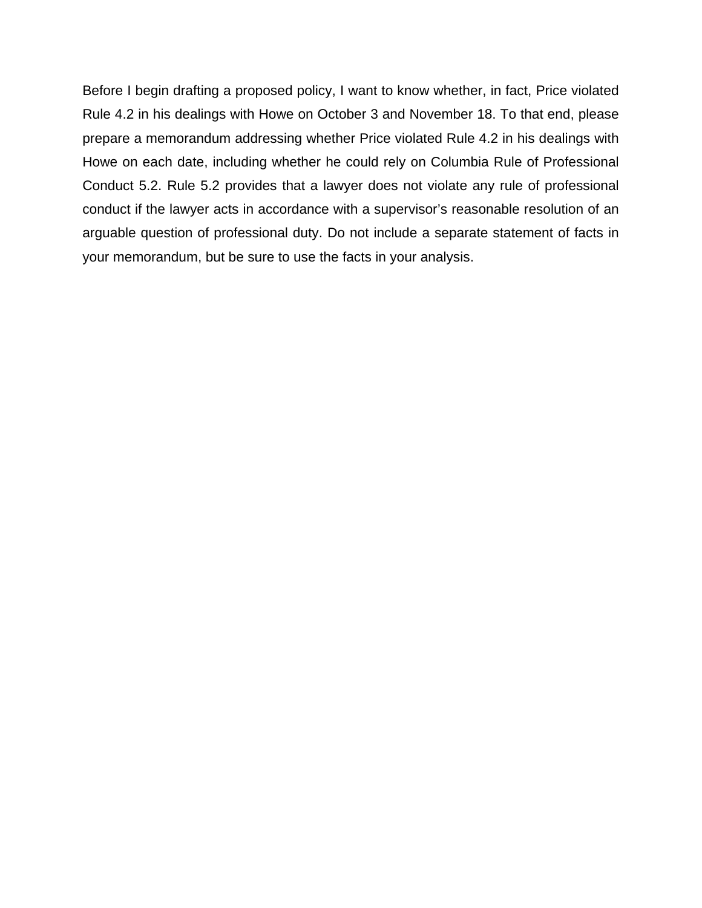Before I begin drafting a proposed policy, I want to know whether, in fact, Price violated Rule 4.2 in his dealings with Howe on October 3 and November 18. To that end, please prepare a memorandum addressing whether Price violated Rule 4.2 in his dealings with Howe on each date, including whether he could rely on Columbia Rule of Professional Conduct 5.2. Rule 5.2 provides that a lawyer does not violate any rule of professional conduct if the lawyer acts in accordance with a supervisor's reasonable resolution of an arguable question of professional duty. Do not include a separate statement of facts in your memorandum, but be sure to use the facts in your analysis.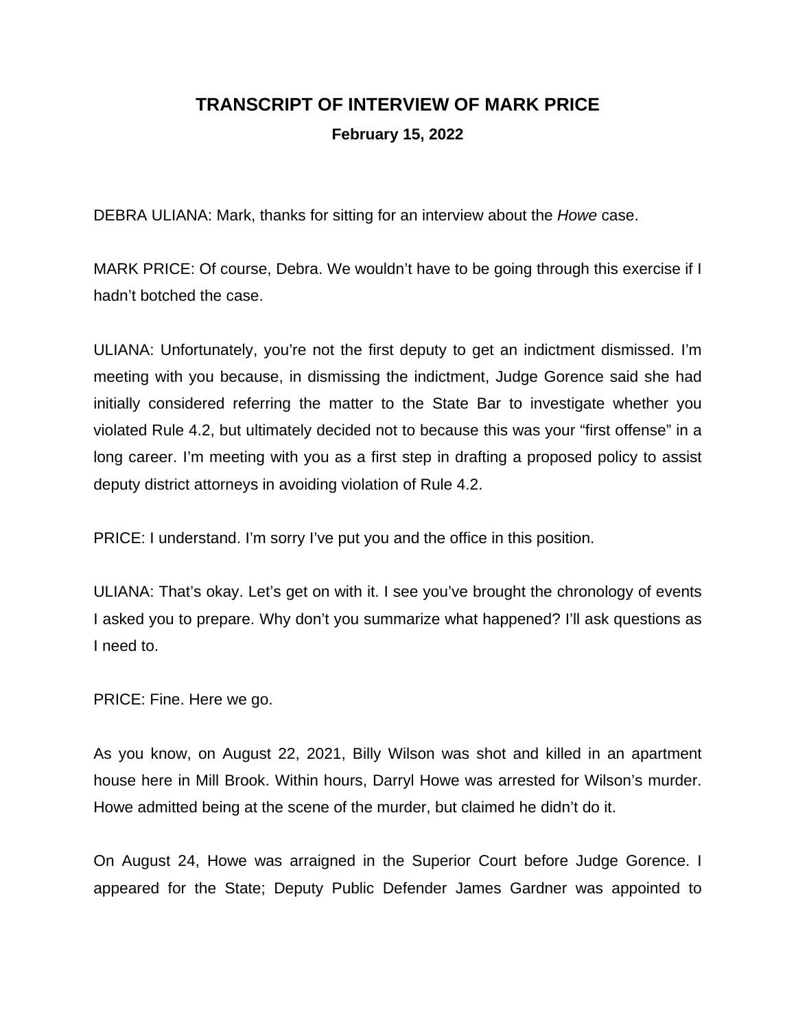# TRANSCRIPT OF INTERVIEW OF MARK PRICE

**February 15, 2022**

DEBRA ULIANA: Mark, thanks for sitting for an interview about the *Howe* case.

MARK PRICE: Of course, Debra. We wouldn't have to be going through this exercise if I hadn't botched the case.

ULIANA: Unfortunately, you're not the first deputy to get an indictment dismissed. I'm meeting with you because, in dismissing the indictment, Judge Gorence said she had initially considered referring the matter to the State Bar to investigate whether you violated Rule 4.2, but ultimately decided not to because this was your "first offense" in a long career. I'm meeting with you as a first step in drafting a proposed policy to assist deputy district attorneys in avoiding violation of Rule 4.2.

PRICE: I understand. I'm sorry I've put you and the office in this position.

ULIANA: That's okay. Let's get on with it. I see you've brought the chronology of events I asked you to prepare. Why don't you summarize what happened? I'll ask questions as I need to.

PRICE: Fine. Here we go.

As you know, on August 22, 2021, Billy Wilson was shot and killed in an apartment house here in Mill Brook. Within hours, Darryl Howe was arrested for Wilson's murder. Howe admitted being at the scene of the murder, but claimed he didn't do it.

On August 24, Howe was arraigned in the Superior Court before Judge Gorence. I appeared for the State; Deputy Public Defender James Gardner was appointed to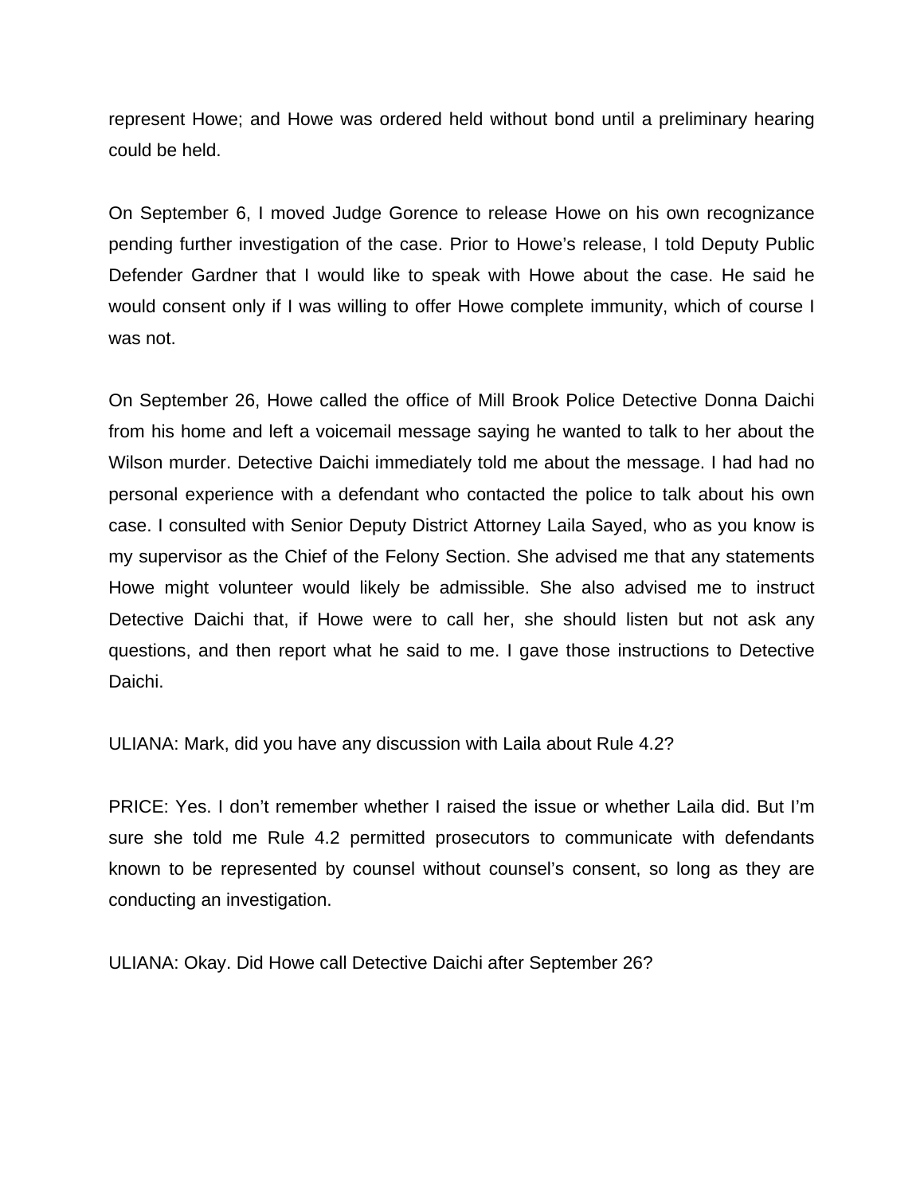represent Howe; and Howe was ordered held without bond until a preliminary hearing could be held.

On September 6, I moved Judge Gorence to release Howe on his own recognizance pending further investigation of the case. Prior to Howe's release, I told Deputy Public Defender Gardner that I would like to speak with Howe about the case. He said he would consent only if I was willing to offer Howe complete immunity, which of course I was not.

On September 26, Howe called the office of Mill Brook Police Detective Donna Daichi from his home and left a voicemail message saying he wanted to talk to her about the Wilson murder. Detective Daichi immediately told me about the message. I had had no personal experience with a defendant who contacted the police to talk about his own case. I consulted with Senior Deputy District Attorney Laila Sayed, who as you know is my supervisor as the Chief of the Felony Section. She advised me that any statements Howe might volunteer would likely be admissible. She also advised me to instruct Detective Daichi that, if Howe were to call her, she should listen but not ask any questions, and then report what he said to me. I gave those instructions to Detective Daichi.

ULIANA: Mark, did you have any discussion with Laila about Rule 4.2?

PRICE: Yes. I don't remember whether I raised the issue or whether Laila did. But I'm sure she told me Rule 4.2 permitted prosecutors to communicate with defendants known to be represented by counsel without counsel's consent, so long as they are conducting an investigation.

ULIANA: Okay. Did Howe call Detective Daichi after September 26?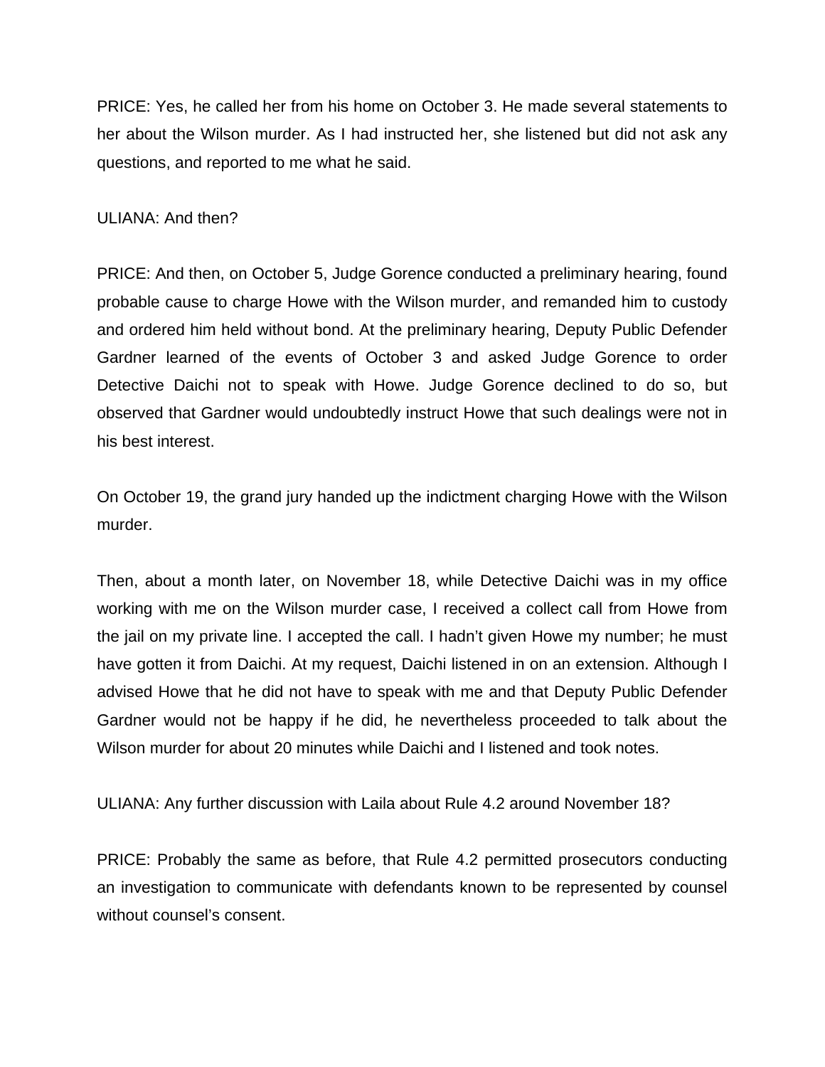PRICE: Yes, he called her from his home on October 3. He made several statements to her about the Wilson murder. As I had instructed her, she listened but did not ask any questions, and reported to me what he said.

ULIANA: And then?

PRICE: And then, on October 5, Judge Gorence conducted a preliminary hearing, found probable cause to charge Howe with the Wilson murder, and remanded him to custody and ordered him held without bond. At the preliminary hearing, Deputy Public Defender Gardner learned of the events of October 3 and asked Judge Gorence to order Detective Daichi not to speak with Howe. Judge Gorence declined to do so, but observed that Gardner would undoubtedly instruct Howe that such dealings were not in his best interest.

On October 19, the grand jury handed up the indictment charging Howe with the Wilson murder.

Then, about a month later, on November 18, while Detective Daichi was in my office working with me on the Wilson murder case, I received a collect call from Howe from the jail on my private line. I accepted the call. I hadn't given Howe my number; he must have gotten it from Daichi. At my request, Daichi listened in on an extension. Although I advised Howe that he did not have to speak with me and that Deputy Public Defender Gardner would not be happy if he did, he nevertheless proceeded to talk about the Wilson murder for about 20 minutes while Daichi and I listened and took notes.

ULIANA: Any further discussion with Laila about Rule 4.2 around November 18?

PRICE: Probably the same as before, that Rule 4.2 permitted prosecutors conducting an investigation to communicate with defendants known to be represented by counsel without counsel's consent.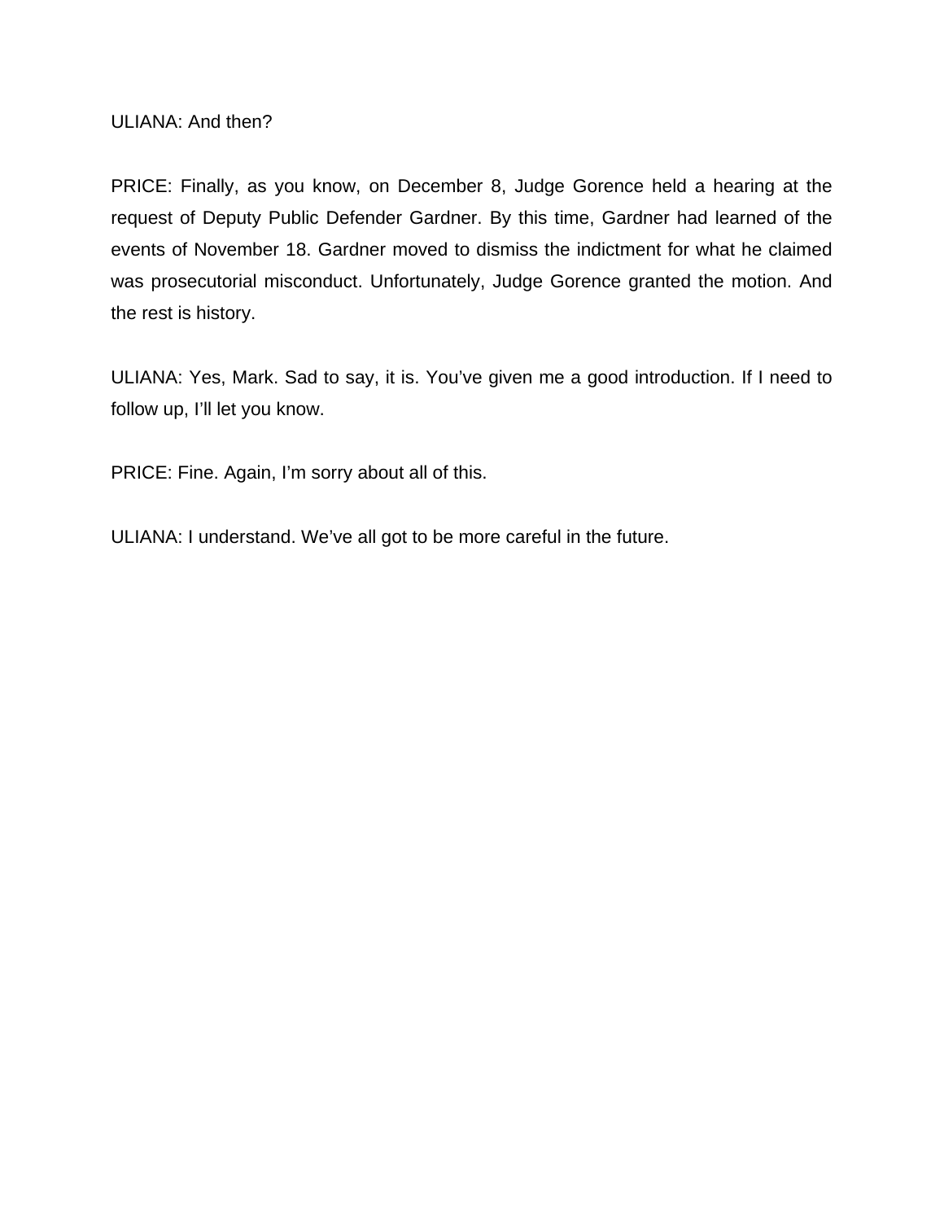ULIANA: And then?

PRICE: Finally, as you know, on December 8, Judge Gorence held a hearing at the request of Deputy Public Defender Gardner. By this time, Gardner had learned of the events of November 18. Gardner moved to dismiss the indictment for what he claimed was prosecutorial misconduct. Unfortunately, Judge Gorence granted the motion. And the rest is history.

ULIANA: Yes, Mark. Sad to say, it is. You've given me a good introduction. If I need to follow up, I'll let you know.

PRICE: Fine. Again, I'm sorry about all of this.

ULIANA: I understand. We've all got to be more careful in the future.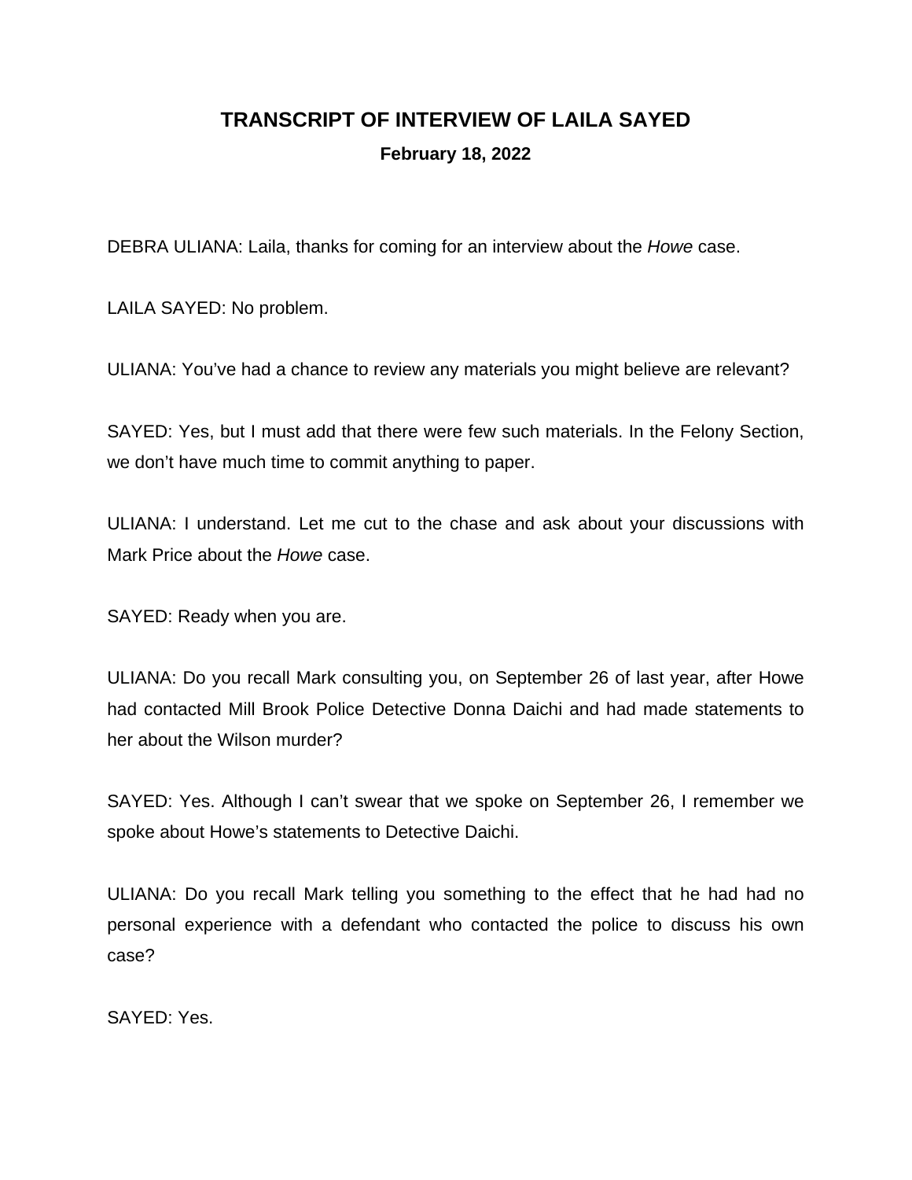# TRANSCRIPT OF INTERVIEW OF LAILA SAYED

**February 18, 2022**

DEBRA ULIANA: Laila, thanks for coming for an interview about the *Howe* case.

LAILA SAYED: No problem.

ULIANA: You've had a chance to review any materials you might believe are relevant?

SAYED: Yes, but I must add that there were few such materials. In the Felony Section, we don't have much time to commit anything to paper.

ULIANA: I understand. Let me cut to the chase and ask about your discussions with Mark Price about the *Howe* case.

SAYED: Ready when you are.

ULIANA: Do you recall Mark consulting you, on September 26 of last year, after Howe had contacted Mill Brook Police Detective Donna Daichi and had made statements to her about the Wilson murder?

SAYED: Yes. Although I can't swear that we spoke on September 26, I remember we spoke about Howe's statements to Detective Daichi.

ULIANA: Do you recall Mark telling you something to the effect that he had had no personal experience with a defendant who contacted the police to discuss his own case?

SAYED: Yes.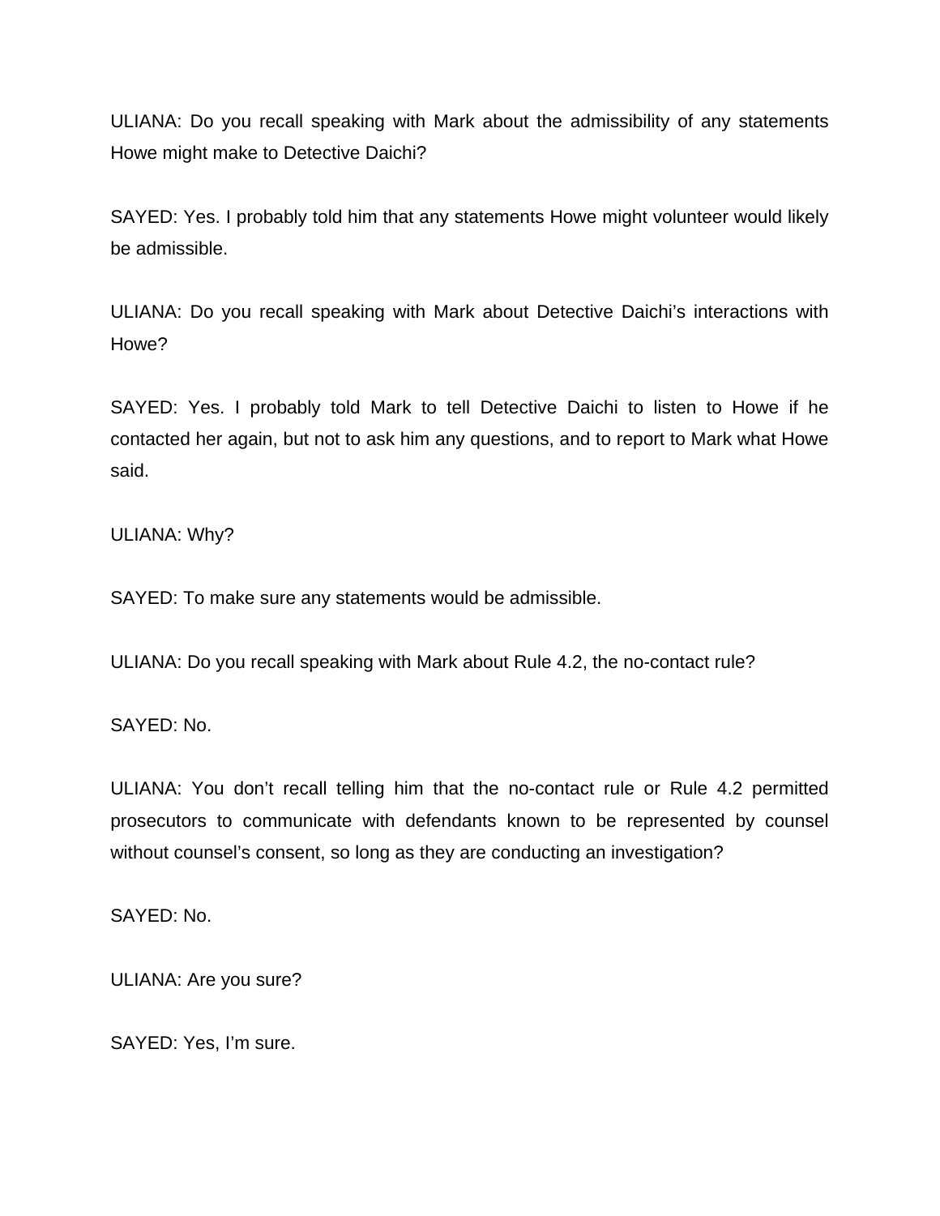ULIANA: Do you recall speaking with Mark about the admissibility of any statements Howe might make to Detective Daichi?

SAYED: Yes. I probably told him that any statements Howe might volunteer would likely be admissible.

ULIANA: Do you recall speaking with Mark about Detective Daichi's interactions with Howe?

SAYED: Yes. I probably told Mark to tell Detective Daichi to listen to Howe if he contacted her again, but not to ask him any questions, and to report to Mark what Howe said.

ULIANA: Why?

SAYED: To make sure any statements would be admissible.

ULIANA: Do you recall speaking with Mark about Rule 4.2, the no-contact rule?

SAYED: No.

ULIANA: You don't recall telling him that the no-contact rule or Rule 4.2 permitted prosecutors to communicate with defendants known to be represented by counsel without counsel's consent, so long as they are conducting an investigation?

SAYED: No.

ULIANA: Are you sure?

SAYED: Yes, I'm sure.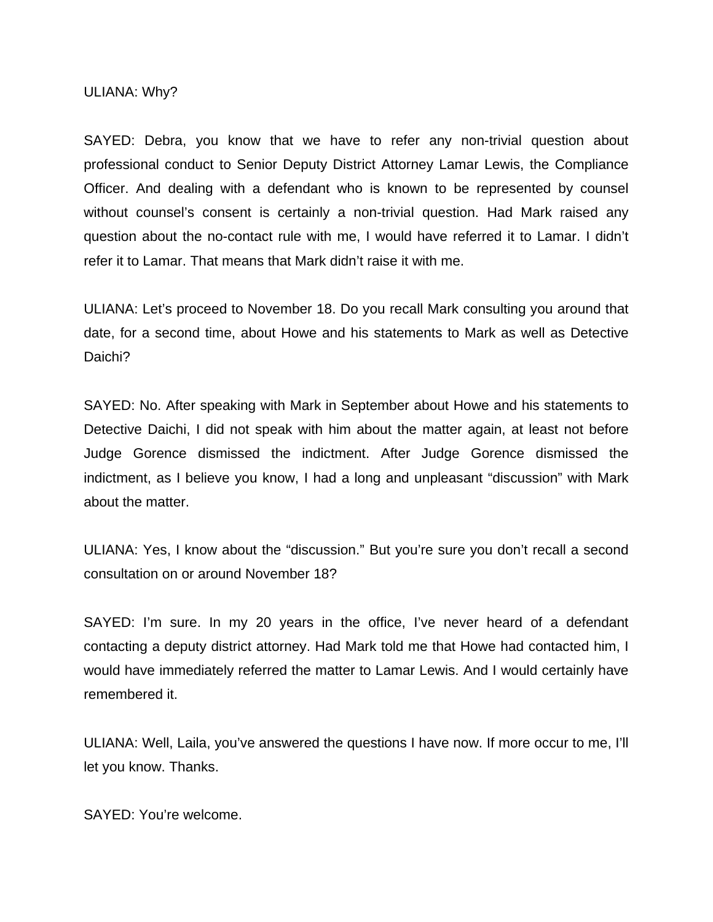ULIANA: Why?

SAYED: Debra, you know that we have to refer any non-trivial question about professional conduct to Senior Deputy District Attorney Lamar Lewis, the Compliance Officer. And dealing with a defendant who is known to be represented by counsel without counsel's consent is certainly a non-trivial question. Had Mark raised any question about the no-contact rule with me, I would have referred it to Lamar. I didn't refer it to Lamar. That means that Mark didn't raise it with me.

ULIANA: Let's proceed to November 18. Do you recall Mark consulting you around that date, for a second time, about Howe and his statements to Mark as well as Detective Daichi?

SAYED: No. After speaking with Mark in September about Howe and his statements to Detective Daichi, I did not speak with him about the matter again, at least not before Judge Gorence dismissed the indictment. After Judge Gorence dismissed the indictment, as I believe you know, I had a long and unpleasant "discussion" with Mark about the matter.

ULIANA: Yes, I know about the "discussion." But you're sure you don't recall a second consultation on or around November 18?

SAYED: I'm sure. In my 20 years in the office, I've never heard of a defendant contacting a deputy district attorney. Had Mark told me that Howe had contacted him, I would have immediately referred the matter to Lamar Lewis. And I would certainly have remembered it.

ULIANA: Well, Laila, you've answered the questions I have now. If more occur to me, I'll let you know. Thanks.

SAYED: You're welcome.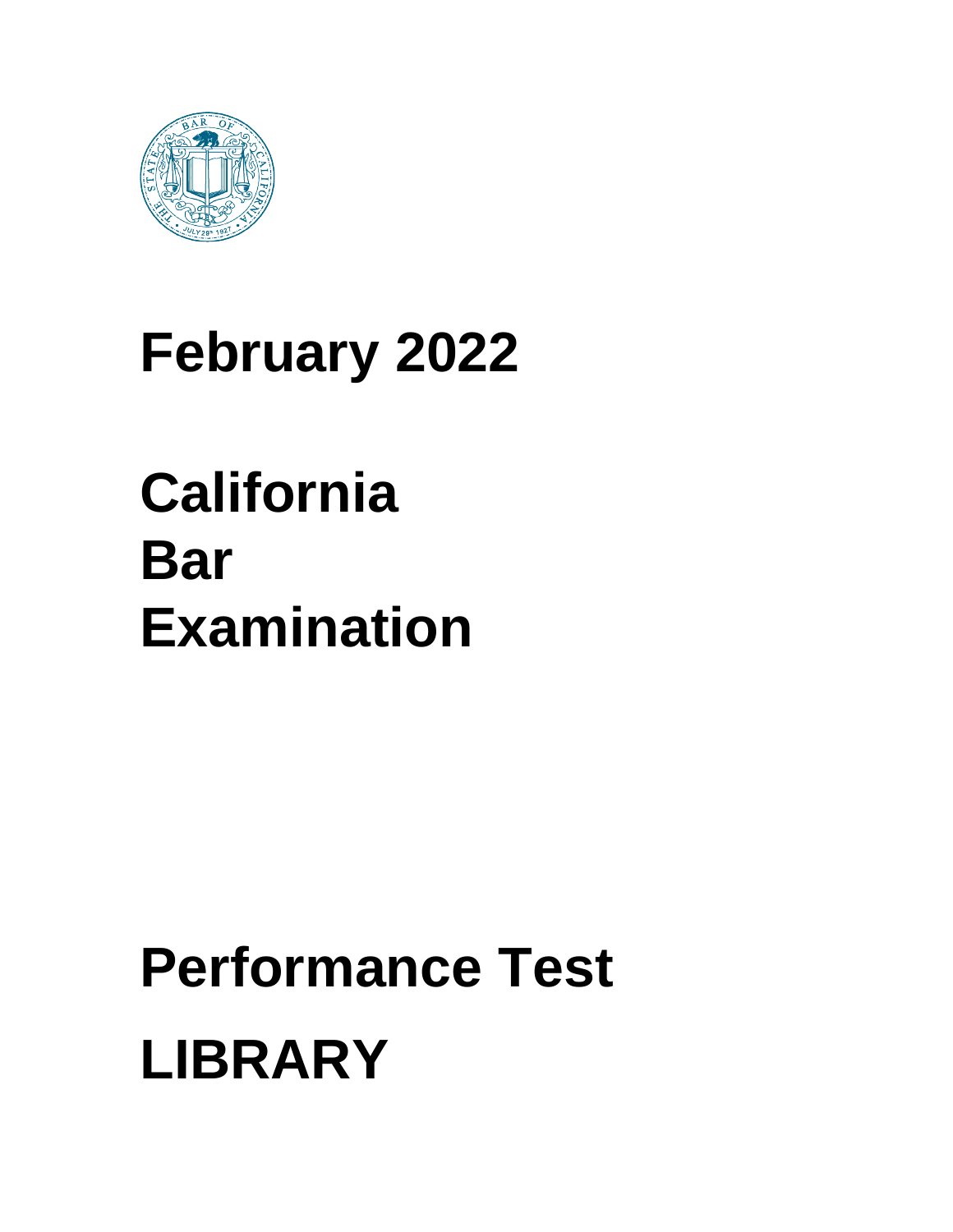# February 2022

# California Bar Examination

# Performance Test

# LIBRARY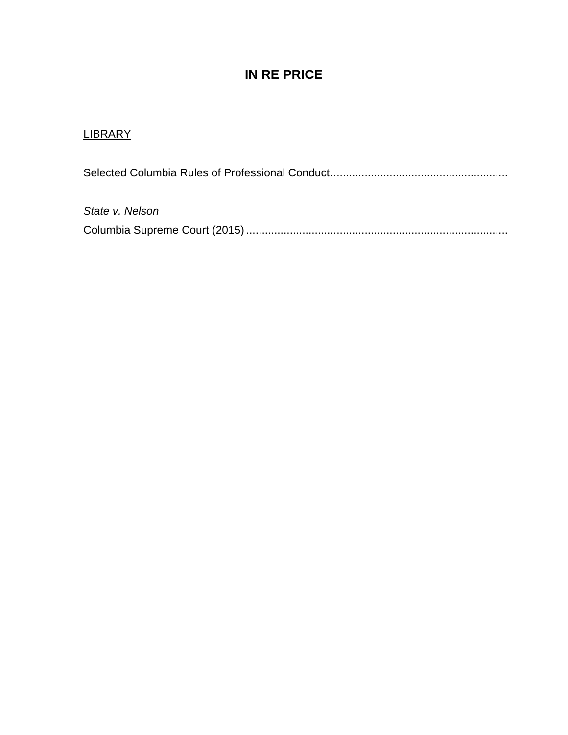# IN RE PRICE

<u>LIBRARY</u>

Selected Columbia Rules of Professional Conduct.........................................................

*State v. Nelson*
Columbia Supreme Court (2015) ....................................................................................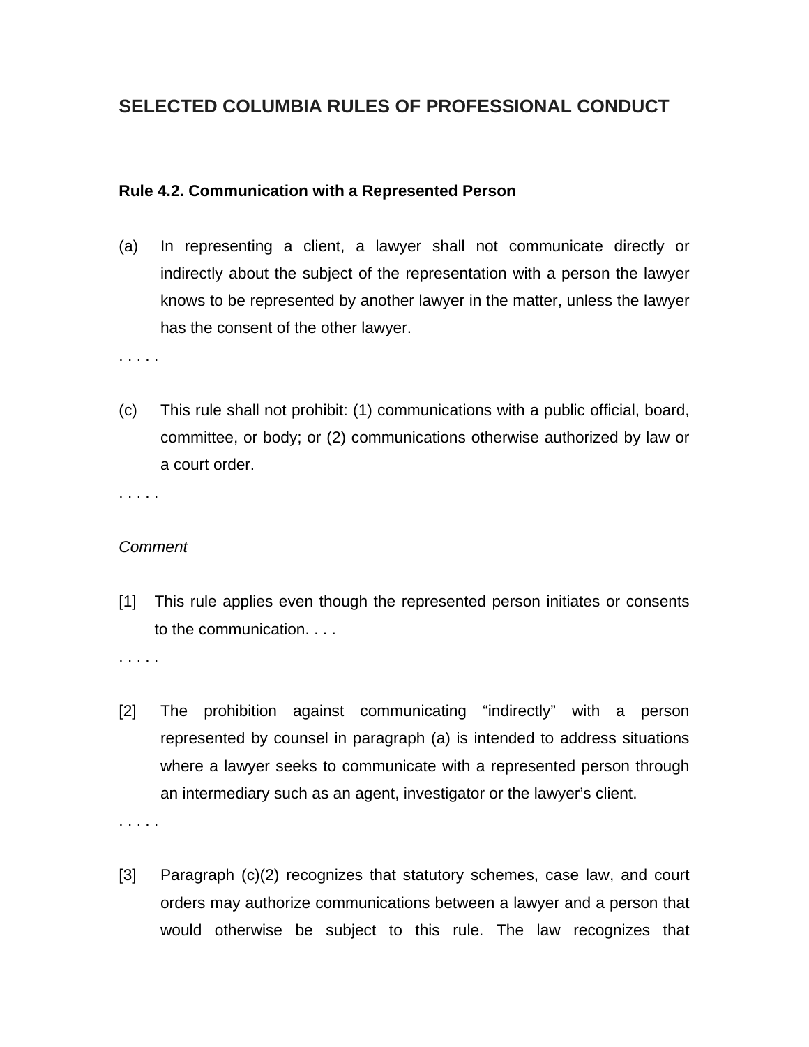## SELECTED COLUMBIA RULES OF PROFESSIONAL CONDUCT

### Rule 4.2. Communication with a Represented Person

(a) In representing a client, a lawyer shall not communicate directly or indirectly about the subject of the representation with a person the lawyer knows to be represented by another lawyer in the matter, unless the lawyer has the consent of the other lawyer.

. . . . .

(c) This rule shall not prohibit: (1) communications with a public official, board, committee, or body; or (2) communications otherwise authorized by law or a court order.

. . . . .

*Comment*

[1] This rule applies even though the represented person initiates or consents to the communication. . . .

. . . . .

[2] The prohibition against communicating "indirectly" with a person represented by counsel in paragraph (a) is intended to address situations where a lawyer seeks to communicate with a represented person through an intermediary such as an agent, investigator or the lawyer's client.

. . . . .

[3] Paragraph (c)(2) recognizes that statutory schemes, case law, and court orders may authorize communications between a lawyer and a person that would otherwise be subject to this rule. The law recognizes that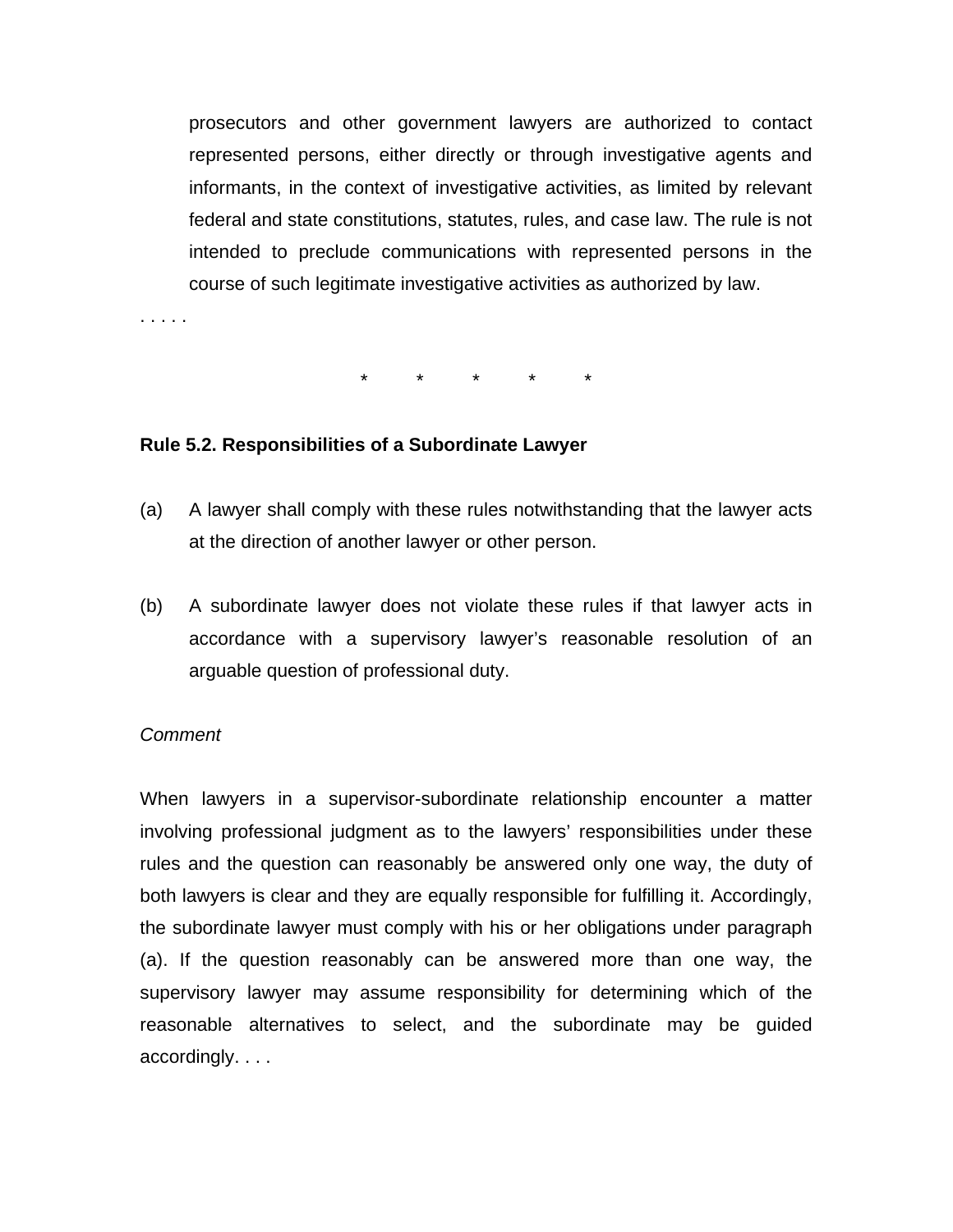prosecutors and other government lawyers are authorized to contact represented persons, either directly or through investigative agents and informants, in the context of investigative activities, as limited by relevant federal and state constitutions, statutes, rules, and case law. The rule is not intended to preclude communications with represented persons in the course of such legitimate investigative activities as authorized by law.

. . . . .

\* \* \* \* \*

**Rule 5.2. Responsibilities of a Subordinate Lawyer**

(a) A lawyer shall comply with these rules notwithstanding that the lawyer acts at the direction of another lawyer or other person.

(b) A subordinate lawyer does not violate these rules if that lawyer acts in accordance with a supervisory lawyer's reasonable resolution of an arguable question of professional duty.

*Comment*

When lawyers in a supervisor-subordinate relationship encounter a matter involving professional judgment as to the lawyers' responsibilities under these rules and the question can reasonably be answered only one way, the duty of both lawyers is clear and they are equally responsible for fulfilling it. Accordingly, the subordinate lawyer must comply with his or her obligations under paragraph (a). If the question reasonably can be answered more than one way, the supervisory lawyer may assume responsibility for determining which of the reasonable alternatives to select, and the subordinate may be guided accordingly. . . .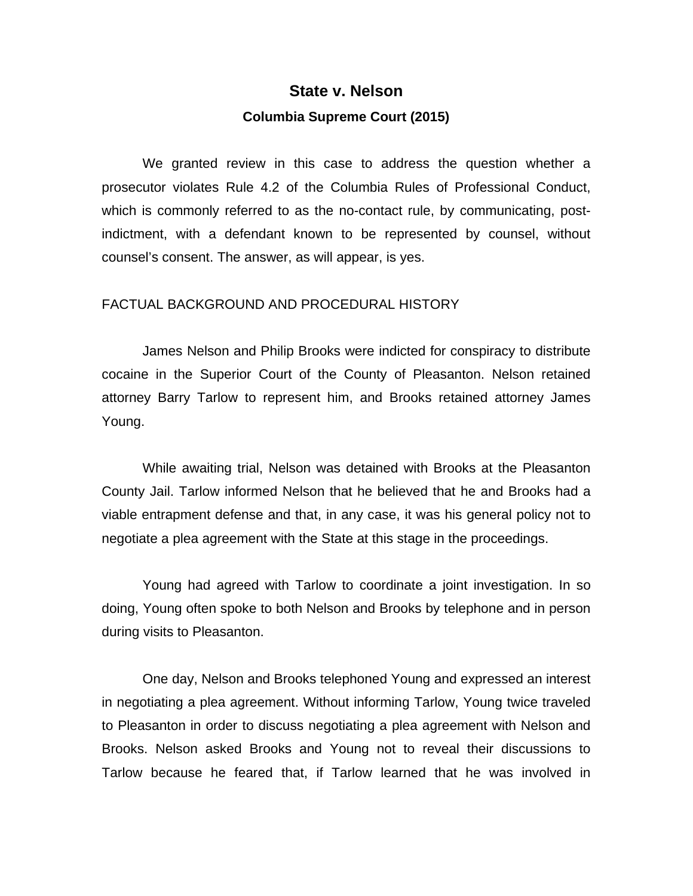# State v. Nelson

### Columbia Supreme Court (2015)

We granted review in this case to address the question whether a prosecutor violates Rule 4.2 of the Columbia Rules of Professional Conduct, which is commonly referred to as the no-contact rule, by communicating, post-indictment, with a defendant known to be represented by counsel, without counsel's consent. The answer, as will appear, is yes.

FACTUAL BACKGROUND AND PROCEDURAL HISTORY

James Nelson and Philip Brooks were indicted for conspiracy to distribute cocaine in the Superior Court of the County of Pleasanton. Nelson retained attorney Barry Tarlow to represent him, and Brooks retained attorney James Young.

While awaiting trial, Nelson was detained with Brooks at the Pleasanton County Jail. Tarlow informed Nelson that he believed that he and Brooks had a viable entrapment defense and that, in any case, it was his general policy not to negotiate a plea agreement with the State at this stage in the proceedings.

Young had agreed with Tarlow to coordinate a joint investigation. In so doing, Young often spoke to both Nelson and Brooks by telephone and in person during visits to Pleasanton.

One day, Nelson and Brooks telephoned Young and expressed an interest in negotiating a plea agreement. Without informing Tarlow, Young twice traveled to Pleasanton in order to discuss negotiating a plea agreement with Nelson and Brooks. Nelson asked Brooks and Young not to reveal their discussions to Tarlow because he feared that, if Tarlow learned that he was involved in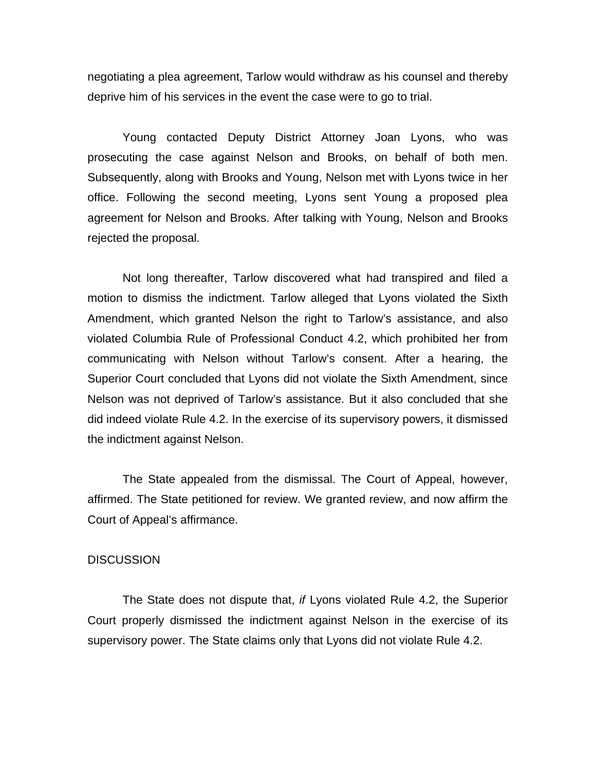negotiating a plea agreement, Tarlow would withdraw as his counsel and thereby deprive him of his services in the event the case were to go to trial.

Young contacted Deputy District Attorney Joan Lyons, who was prosecuting the case against Nelson and Brooks, on behalf of both men. Subsequently, along with Brooks and Young, Nelson met with Lyons twice in her office. Following the second meeting, Lyons sent Young a proposed plea agreement for Nelson and Brooks. After talking with Young, Nelson and Brooks rejected the proposal.

Not long thereafter, Tarlow discovered what had transpired and filed a motion to dismiss the indictment. Tarlow alleged that Lyons violated the Sixth Amendment, which granted Nelson the right to Tarlow's assistance, and also violated Columbia Rule of Professional Conduct 4.2, which prohibited her from communicating with Nelson without Tarlow's consent. After a hearing, the Superior Court concluded that Lyons did not violate the Sixth Amendment, since Nelson was not deprived of Tarlow's assistance. But it also concluded that she did indeed violate Rule 4.2. In the exercise of its supervisory powers, it dismissed the indictment against Nelson.

The State appealed from the dismissal. The Court of Appeal, however, affirmed. The State petitioned for review. We granted review, and now affirm the Court of Appeal's affirmance.

DISCUSSION

The State does not dispute that, *if* Lyons violated Rule 4.2, the Superior Court properly dismissed the indictment against Nelson in the exercise of its supervisory power. The State claims only that Lyons did not violate Rule 4.2.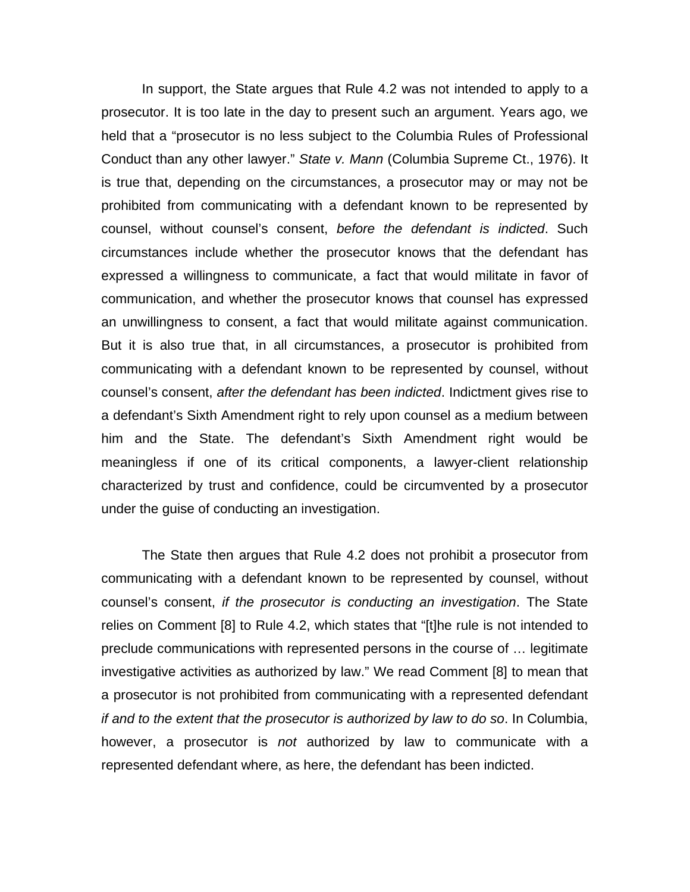In support, the State argues that Rule 4.2 was not intended to apply to a prosecutor. It is too late in the day to present such an argument. Years ago, we held that a "prosecutor is no less subject to the Columbia Rules of Professional Conduct than any other lawyer." *State v. Mann* (Columbia Supreme Ct., 1976). It is true that, depending on the circumstances, a prosecutor may or may not be prohibited from communicating with a defendant known to be represented by counsel, without counsel's consent, *before the defendant is indicted*. Such circumstances include whether the prosecutor knows that the defendant has expressed a willingness to communicate, a fact that would militate in favor of communication, and whether the prosecutor knows that counsel has expressed an unwillingness to consent, a fact that would militate against communication. But it is also true that, in all circumstances, a prosecutor is prohibited from communicating with a defendant known to be represented by counsel, without counsel's consent, *after the defendant has been indicted*. Indictment gives rise to a defendant's Sixth Amendment right to rely upon counsel as a medium between him and the State. The defendant's Sixth Amendment right would be meaningless if one of its critical components, a lawyer-client relationship characterized by trust and confidence, could be circumvented by a prosecutor under the guise of conducting an investigation.

The State then argues that Rule 4.2 does not prohibit a prosecutor from communicating with a defendant known to be represented by counsel, without counsel's consent, *if the prosecutor is conducting an investigation*. The State relies on Comment [8] to Rule 4.2, which states that "[t]he rule is not intended to preclude communications with represented persons in the course of … legitimate investigative activities as authorized by law." We read Comment [8] to mean that a prosecutor is not prohibited from communicating with a represented defendant *if and to the extent that the prosecutor is authorized by law to do so*. In Columbia, however, a prosecutor is *not* authorized by law to communicate with a represented defendant where, as here, the defendant has been indicted.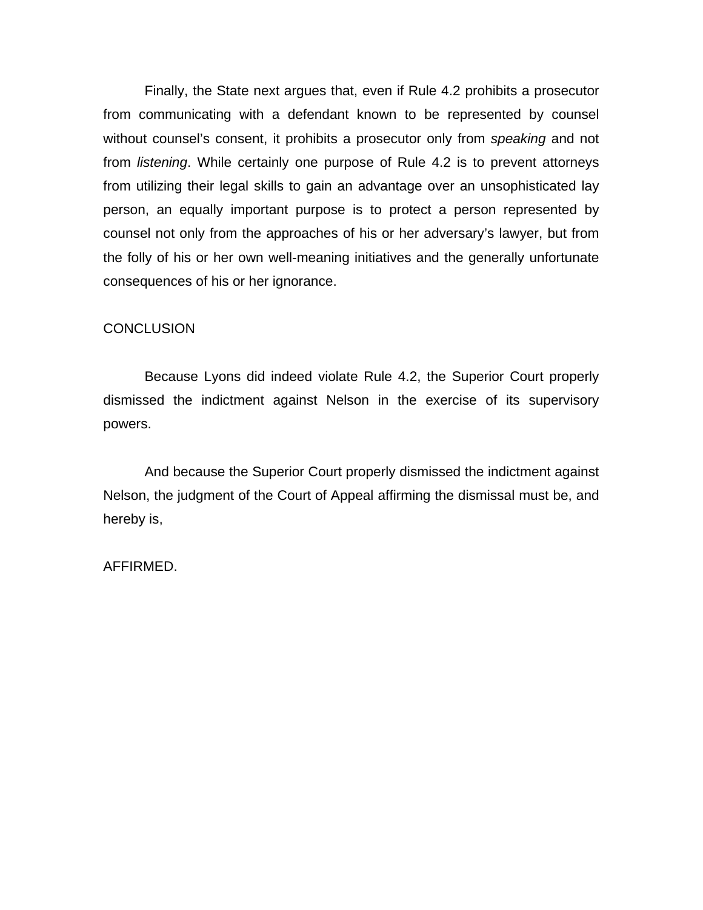Finally, the State next argues that, even if Rule 4.2 prohibits a prosecutor from communicating with a defendant known to be represented by counsel without counsel's consent, it prohibits a prosecutor only from *speaking* and not from *listening*. While certainly one purpose of Rule 4.2 is to prevent attorneys from utilizing their legal skills to gain an advantage over an unsophisticated lay person, an equally important purpose is to protect a person represented by counsel not only from the approaches of his or her adversary's lawyer, but from the folly of his or her own well-meaning initiatives and the generally unfortunate consequences of his or her ignorance.

CONCLUSION

Because Lyons did indeed violate Rule 4.2, the Superior Court properly dismissed the indictment against Nelson in the exercise of its supervisory powers.

And because the Superior Court properly dismissed the indictment against Nelson, the judgment of the Court of Appeal affirming the dismissal must be, and hereby is,

AFFIRMED.